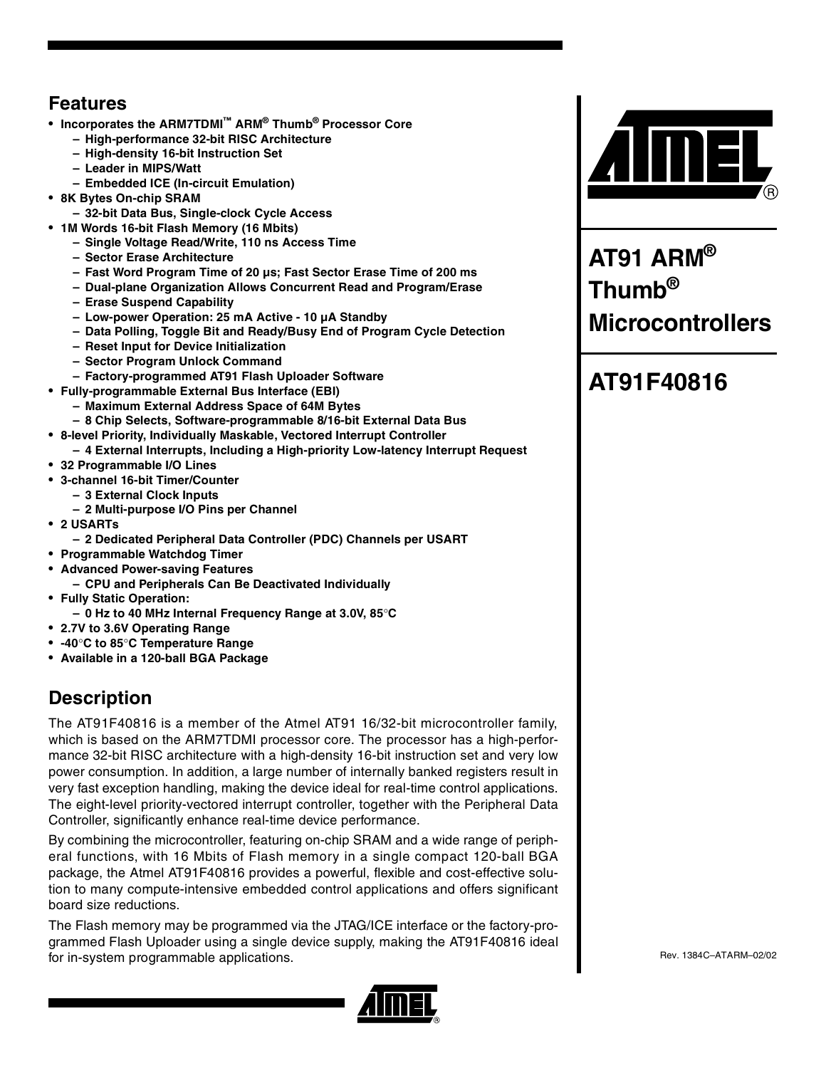# AT91 ARM® Thumb® Microcontrollers

# AT91F40816

## Features

- **Incorporates the ARM7TDMI™ ARM® Thumb® Processor Core**
  - **High-performance 32-bit RISC Architecture**
  - **High-density 16-bit Instruction Set**
  - **Leader in MIPS/Watt**
  - **Embedded ICE (In-circuit Emulation)**
- **8K Bytes On-chip SRAM**
  - **32-bit Data Bus, Single-clock Cycle Access**
- **1M Words 16-bit Flash Memory (16 Mbits)**
  - **Single Voltage Read/Write, 110 ns Access Time**
  - **Sector Erase Architecture**
  - **Fast Word Program Time of 20 µs; Fast Sector Erase Time of 200 ms**
  - **Dual-plane Organization Allows Concurrent Read and Program/Erase**
  - **Erase Suspend Capability**
  - **Low-power Operation: 25 mA Active - 10 µA Standby**
  - **Data Polling, Toggle Bit and Ready/Busy End of Program Cycle Detection**
  - **Reset Input for Device Initialization**
  - **Sector Program Unlock Command**
  - **Factory-programmed AT91 Flash Uploader Software**
- **Fully-programmable External Bus Interface (EBI)**
  - **Maximum External Address Space of 64M Bytes**
  - **8 Chip Selects, Software-programmable 8/16-bit External Data Bus**
- **8-level Priority, Individually Maskable, Vectored Interrupt Controller**
  - **4 External Interrupts, Including a High-priority Low-latency Interrupt Request**
- **32 Programmable I/O Lines**
- **3-channel 16-bit Timer/Counter**
  - **3 External Clock Inputs**
  - **2 Multi-purpose I/O Pins per Channel**
- **2 USARTs**
  - **2 Dedicated Peripheral Data Controller (PDC) Channels per USART**
- **Programmable Watchdog Timer**
- **Advanced Power-saving Features**
  - **CPU and Peripherals Can Be Deactivated Individually**
- **Fully Static Operation:**
  - **0 Hz to 40 MHz Internal Frequency Range at 3.0V, 85°C**
- **2.7V to 3.6V Operating Range**
- **-40°C to 85°C Temperature Range**
- **Available in a 120-ball BGA Package**

## Description

The AT91F40816 is a member of the Atmel AT91 16/32-bit microcontroller family, which is based on the ARM7TDMI processor core. The processor has a high-performance 32-bit RISC architecture with a high-density 16-bit instruction set and very low power consumption. In addition, a large number of internally banked registers result in very fast exception handling, making the device ideal for real-time control applications. The eight-level priority-vectored interrupt controller, together with the Peripheral Data Controller, significantly enhance real-time device performance.

By combining the microcontroller, featuring on-chip SRAM and a wide range of peripheral functions, with 16 Mbits of Flash memory in a single compact 120-ball BGA package, the Atmel AT91F40816 provides a powerful, flexible and cost-effective solution to many compute-intensive embedded control applications and offers significant board size reductions.

The Flash memory may be programmed via the JTAG/ICE interface or the factory-programmed Flash Uploader using a single device supply, making the AT91F40816 ideal for in-system programmable applications.

Rev. 1384C–ATARM–02/02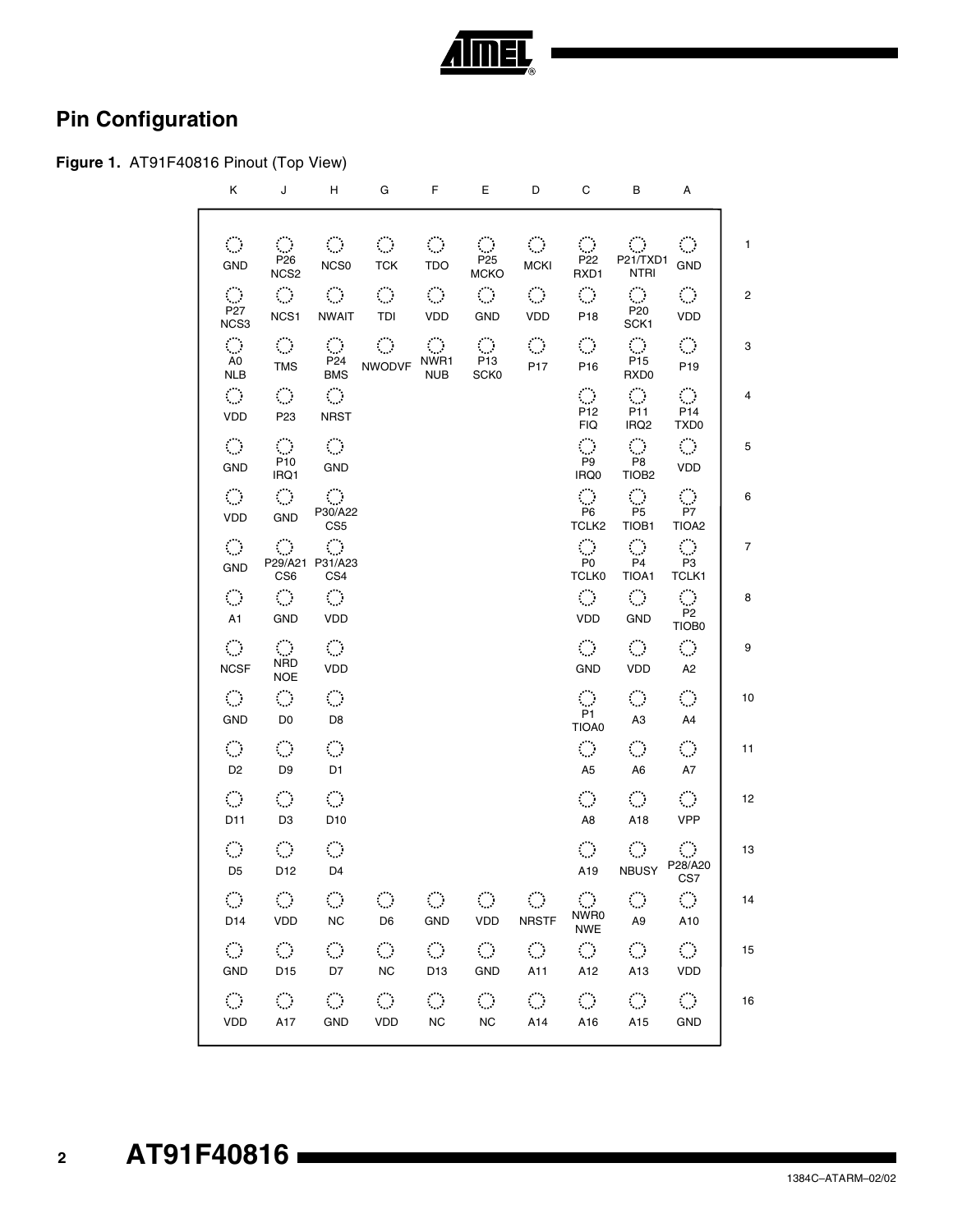## Pin Configuration

**Figure 1.** AT91F40816 Pinout (Top View)

| | K | J | H | G | F | E | D | C | B | A |
|---|---|---|---|---|---|---|---|---|---|---|
| 1 | GND | P26 NCS2 | NCS0 | TCK | TDO | P25 MCKO | MCKI | P22 RXD1 | P21/TXD1 NTRI | GND |
| 2 | P27 NCS3 | NCS1 | NWAIT | TDI | VDD | GND | VDD | P18 | P20 SCK1 | VDD |
| 3 | A0 NLB | TMS | P24 BMS | NWODVF | NWR1 NUB | P13 SCK0 | P17 | P16 | P15 RXD0 | P19 |
| 4 | VDD | P23 | NRST | | | | | P12 FIQ | P11 IRQ2 | P14 TXD0 |
| 5 | GND | P10 IRQ1 | GND | | | | | P9 IRQ0 | P8 TIOB2 | VDD |
| 6 | VDD | GND | P30/A22 CS5 | | | | | P6 TCLK2 | P5 TIOB1 | P7 TIOA2 |
| 7 | GND | P29/A21 CS6 | P31/A23 CS4 | | | | | P0 TCLK0 | P4 TIOA1 | P3 TCLK1 |
| 8 | A1 | GND | VDD | | | | | VDD | GND | P2 TIOB0 |
| 9 | NCSF | NRD NOE | VDD | | | | | GND | VDD | A2 |
| 10 | GND | D0 | D8 | | | | | P1 TIOA0 | A3 | A4 |
| 11 | D2 | D9 | D1 | | | | | A5 | A6 | A7 |
| 12 | D11 | D3 | D10 | | | | | A8 | A18 | VPP |
| 13 | D5 | D12 | D4 | | | | | A19 | NBUSY | P28/A20 CS7 |
| 14 | D14 | VDD | NC | D6 | GND | VDD | NRSTF | NWR0 NWE | A9 | A10 |
| 15 | GND | D15 | D7 | NC | D13 | GND | A11 | A12 | A13 | VDD |
| 16 | VDD | A17 | GND | VDD | NC | NC | A14 | A16 | A15 | GND |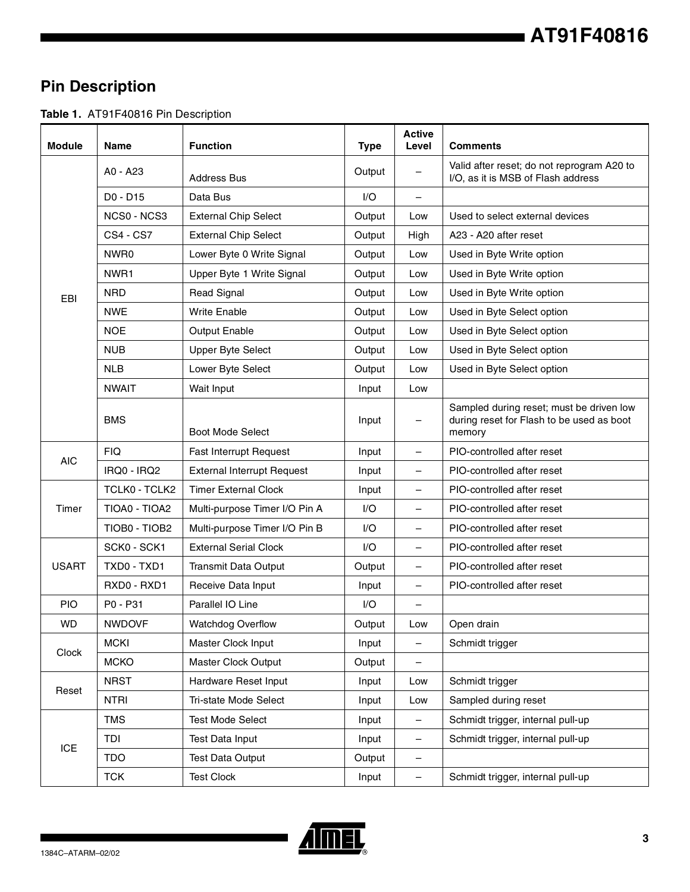## Pin Description

**Table 1.** AT91F40816 Pin Description

| Module | Name | Function | Type | Active Level | Comments |
|---|---|---|---|---|---|
| EBI | A0 - A23 | Address Bus | Output | – | Valid after reset; do not reprogram A20 to I/O, as it is MSB of Flash address |
| | D0 - D15 | Data Bus | I/O | – | |
| | NCS0 - NCS3 | External Chip Select | Output | Low | Used to select external devices |
| | CS4 - CS7 | External Chip Select | Output | High | A23 - A20 after reset |
| | NWR0 | Lower Byte 0 Write Signal | Output | Low | Used in Byte Write option |
| | NWR1 | Upper Byte 1 Write Signal | Output | Low | Used in Byte Write option |
| | NRD | Read Signal | Output | Low | Used in Byte Write option |
| | NWE | Write Enable | Output | Low | Used in Byte Select option |
| | NOE | Output Enable | Output | Low | Used in Byte Select option |
| | NUB | Upper Byte Select | Output | Low | Used in Byte Select option |
| | NLB | Lower Byte Select | Output | Low | Used in Byte Select option |
| | NWAIT | Wait Input | Input | Low | |
| | BMS | Boot Mode Select | Input | – | Sampled during reset; must be driven low during reset for Flash to be used as boot memory |
| AIC | FIQ | Fast Interrupt Request | Input | – | PIO-controlled after reset |
| | IRQ0 - IRQ2 | External Interrupt Request | Input | – | PIO-controlled after reset |
| Timer | TCLK0 - TCLK2 | Timer External Clock | Input | – | PIO-controlled after reset |
| | TIOA0 - TIOA2 | Multi-purpose Timer I/O Pin A | I/O | – | PIO-controlled after reset |
| | TIOB0 - TIOB2 | Multi-purpose Timer I/O Pin B | I/O | – | PIO-controlled after reset |
| USART | SCK0 - SCK1 | External Serial Clock | I/O | – | PIO-controlled after reset |
| | TXD0 - TXD1 | Transmit Data Output | Output | – | PIO-controlled after reset |
| | RXD0 - RXD1 | Receive Data Input | Input | – | PIO-controlled after reset |
| PIO | P0 - P31 | Parallel IO Line | I/O | – | |
| WD | NWDOVF | Watchdog Overflow | Output | Low | Open drain |
| Clock | MCKI | Master Clock Input | Input | – | Schmidt trigger |
| | MCKO | Master Clock Output | Output | – | |
| Reset | NRST | Hardware Reset Input | Input | Low | Schmidt trigger |
| | NTRI | Tri-state Mode Select | Input | Low | Sampled during reset |
| ICE | TMS | Test Mode Select | Input | – | Schmidt trigger, internal pull-up |
| | TDI | Test Data Input | Input | – | Schmidt trigger, internal pull-up |
| | TDO | Test Data Output | Output | – | |
| | TCK | Test Clock | Input | – | Schmidt trigger, internal pull-up |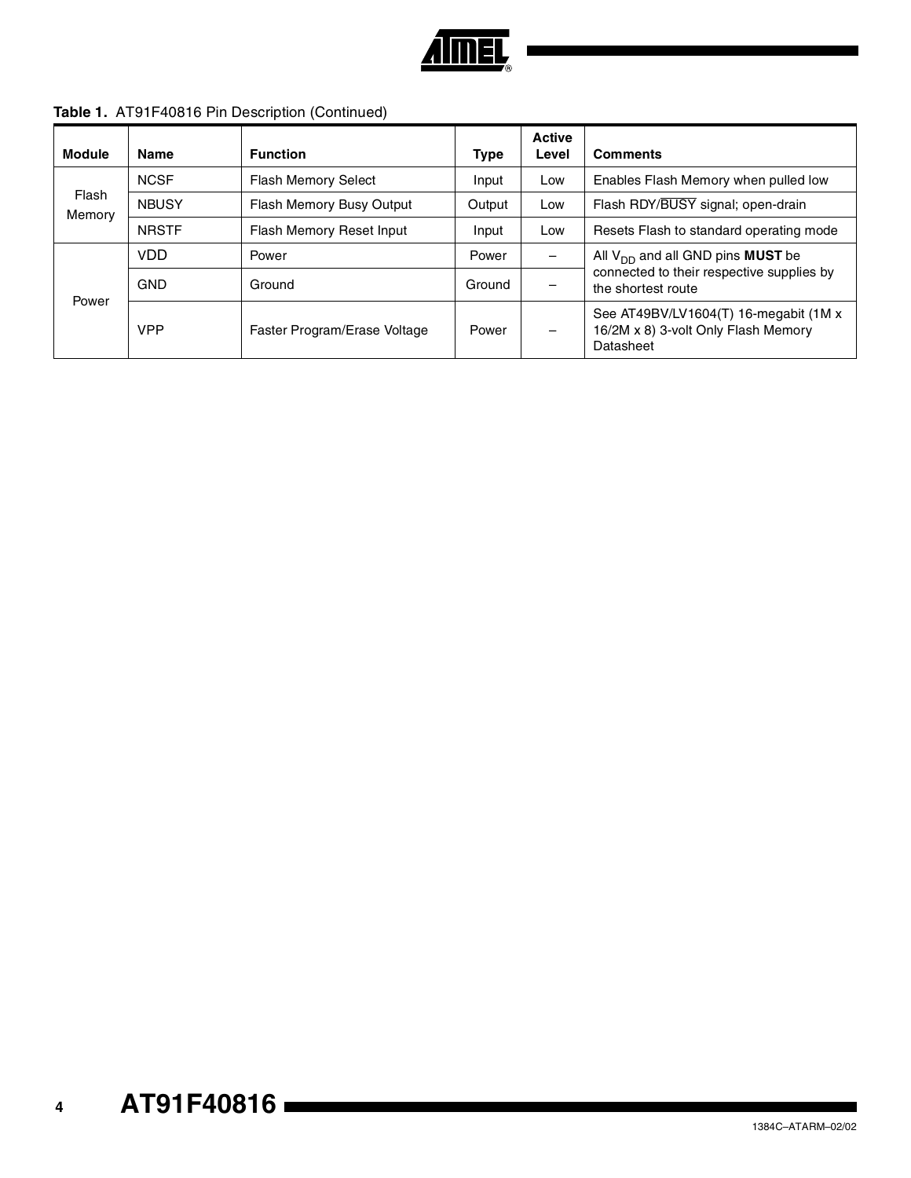**Table 1.** AT91F40816 Pin Description (Continued)

| Module | Name | Function | Type | Active Level | Comments |
|---|---|---|---|---|---|
| Flash Memory | NCSF | Flash Memory Select | Input | Low | Enables Flash Memory when pulled low |
| | NBUSY | Flash Memory Busy Output | Output | Low | Flash RDY/$\overline{\text{BUSY}}$ signal; open-drain |
| | NRSTF | Flash Memory Reset Input | Input | Low | Resets Flash to standard operating mode |
| Power | VDD | Power | Power | – | All $V_{DD}$ and all GND pins **MUST** be connected to their respective supplies by the shortest route |
| | GND | Ground | Ground | – | |
| | VPP | Faster Program/Erase Voltage | Power | – | See AT49BV/LV1604(T) 16-megabit (1M x 16/2M x 8) 3-volt Only Flash Memory Datasheet |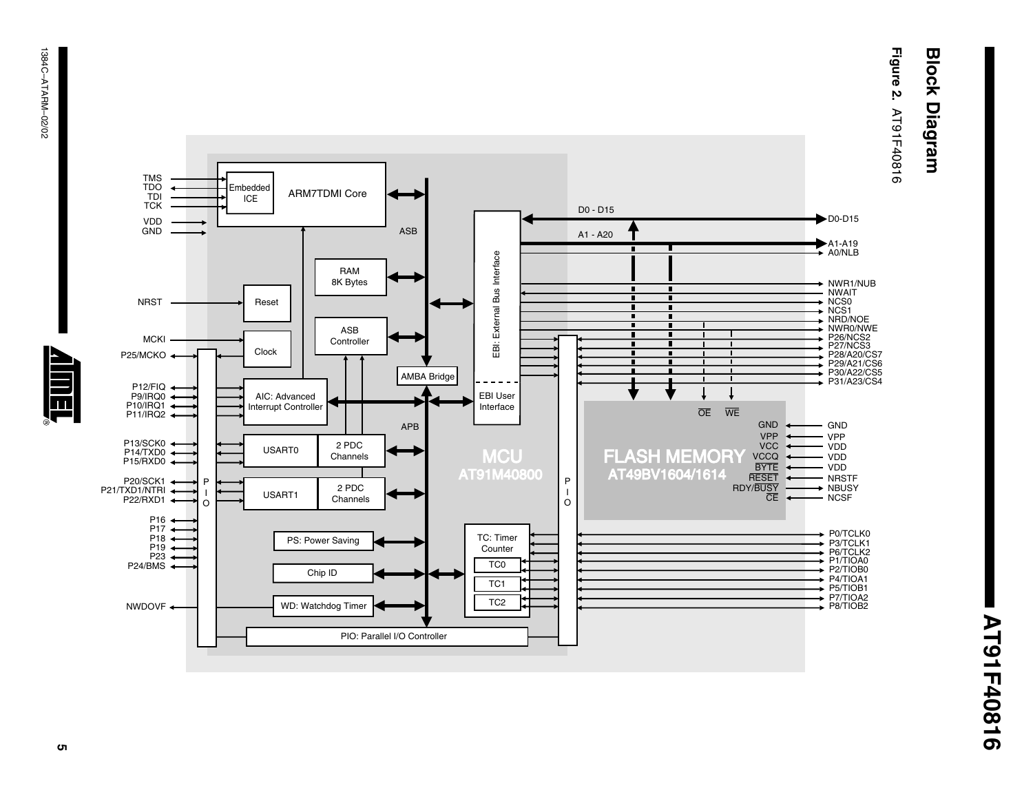## Block Diagram

**Figure 2.** AT91F40816

TMS
TDO
TDI
TCK
VDD
GND
NRST
MCKI
P25/MCKO
P12/FIQ
P9/IRQ0
P10/IRQ1
P11/IRQ2
P13/SCK0
P14/TXD0
P15/RXD0
P20/SCK1
P21/TXD1/NTRI
P22/RXD1
P16
P17
P18
P19
P23
P24/BMS
NWDOVF

Embedded ICE
ARM7TDMI Core
ASB
RAM 8K Bytes
Reset
ASB Controller
Clock
AMBA Bridge
AIC: Advanced Interrupt Controller
APB
USART0
2 PDC Channels
USART1
2 PDC Channels
PS: Power Saving
Chip ID
WD: Watchdog Timer
PIO: Parallel I/O Controller
PIO
EBI: External Bus Interface
EBI User Interface
TC: Timer Counter
TC0
TC1
TC2
MCU AT91M40800
PIO

D0 - D15
A1 - A20

FLASH MEMORY AT49BV1604/1614
OE
WE
GND
VPP
VCC
VCCQ
BYTE
RESET
RDY/BUSY
CE

D0-D15
A1-A19
A0/NLB
NWR1/NUB
NWAIT
NCS0
NCS1
NRD/NOE
NWR0/NWE
P26/NCS2
P27/NCS3
P28/A20/CS7
P29/A21/CS6
P30/A22/CS5
P31/A23/CS4
GND
VPP
VDD
VDD
VDD
NRSTF
NBUSY
NCSF
P0/TCLK0
P3/TCLK1
P6/TCLK2
P1/TIOA0
P2/TIOB0
P4/TIOA1
P5/TIOB1
P7/TIOA2
P8/TIOB2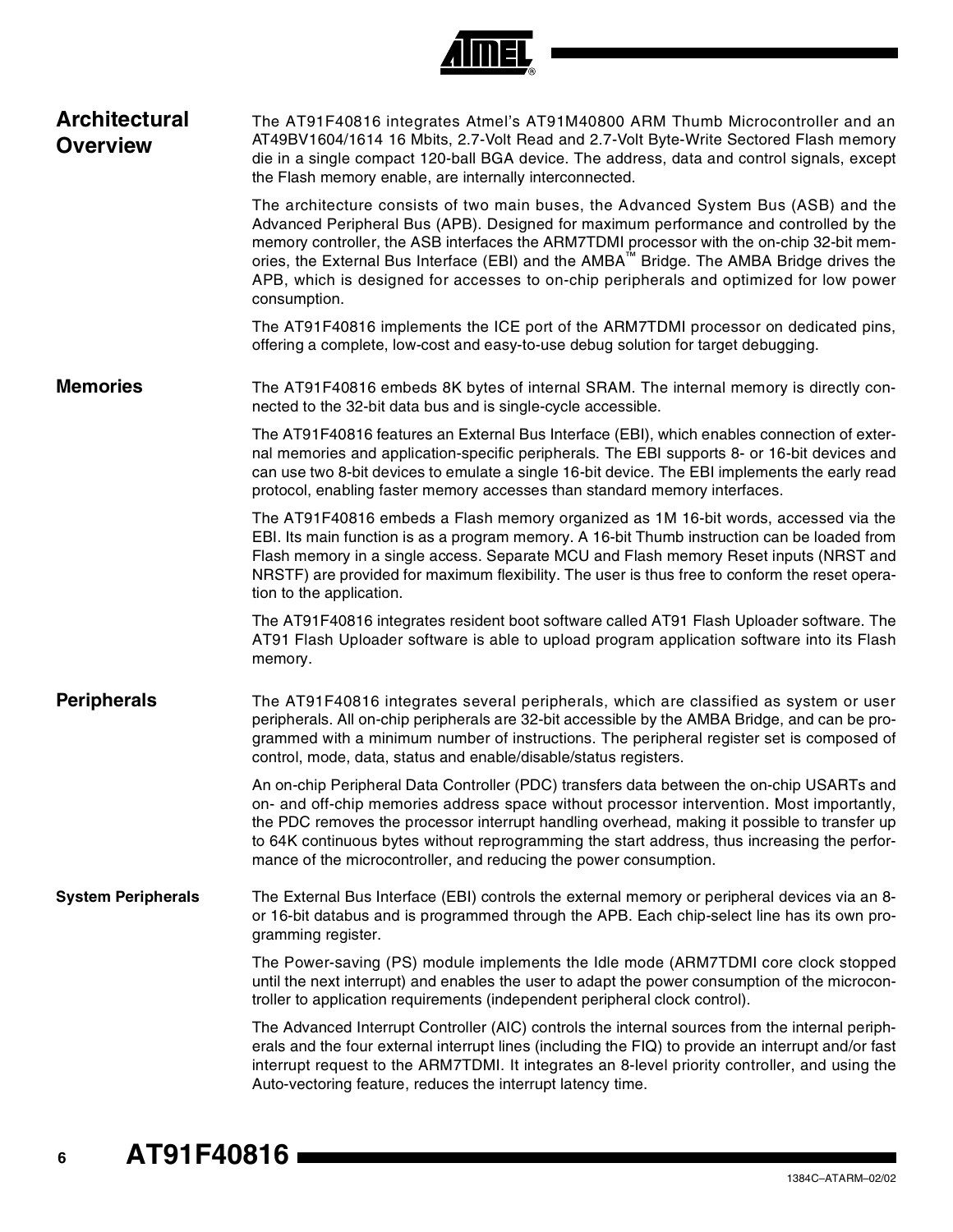## Architectural Overview

The AT91F40816 integrates Atmel's AT91M40800 ARM Thumb Microcontroller and an AT49BV1604/1614 16 Mbits, 2.7-Volt Read and 2.7-Volt Byte-Write Sectored Flash memory die in a single compact 120-ball BGA device. The address, data and control signals, except the Flash memory enable, are internally interconnected.

The architecture consists of two main buses, the Advanced System Bus (ASB) and the Advanced Peripheral Bus (APB). Designed for maximum performance and controlled by the memory controller, the ASB interfaces the ARM7TDMI processor with the on-chip 32-bit memories, the External Bus Interface (EBI) and the AMBA™ Bridge. The AMBA Bridge drives the APB, which is designed for accesses to on-chip peripherals and optimized for low power consumption.

The AT91F40816 implements the ICE port of the ARM7TDMI processor on dedicated pins, offering a complete, low-cost and easy-to-use debug solution for target debugging.

## Memories

The AT91F40816 embeds 8K bytes of internal SRAM. The internal memory is directly connected to the 32-bit data bus and is single-cycle accessible.

The AT91F40816 features an External Bus Interface (EBI), which enables connection of external memories and application-specific peripherals. The EBI supports 8- or 16-bit devices and can use two 8-bit devices to emulate a single 16-bit device. The EBI implements the early read protocol, enabling faster memory accesses than standard memory interfaces.

The AT91F40816 embeds a Flash memory organized as 1M 16-bit words, accessed via the EBI. Its main function is as a program memory. A 16-bit Thumb instruction can be loaded from Flash memory in a single access. Separate MCU and Flash memory Reset inputs (NRST and NRSTF) are provided for maximum flexibility. The user is thus free to conform the reset operation to the application.

The AT91F40816 integrates resident boot software called AT91 Flash Uploader software. The AT91 Flash Uploader software is able to upload program application software into its Flash memory.

## Peripherals

The AT91F40816 integrates several peripherals, which are classified as system or user peripherals. All on-chip peripherals are 32-bit accessible by the AMBA Bridge, and can be programmed with a minimum number of instructions. The peripheral register set is composed of control, mode, data, status and enable/disable/status registers.

An on-chip Peripheral Data Controller (PDC) transfers data between the on-chip USARTs and on- and off-chip memories address space without processor intervention. Most importantly, the PDC removes the processor interrupt handling overhead, making it possible to transfer up to 64K continuous bytes without reprogramming the start address, thus increasing the performance of the microcontroller, and reducing the power consumption.

### System Peripherals

The External Bus Interface (EBI) controls the external memory or peripheral devices via an 8- or 16-bit databus and is programmed through the APB. Each chip-select line has its own programming register.

The Power-saving (PS) module implements the Idle mode (ARM7TDMI core clock stopped until the next interrupt) and enables the user to adapt the power consumption of the microcontroller to application requirements (independent peripheral clock control).

The Advanced Interrupt Controller (AIC) controls the internal sources from the internal peripherals and the four external interrupt lines (including the FIQ) to provide an interrupt and/or fast interrupt request to the ARM7TDMI. It integrates an 8-level priority controller, and using the Auto-vectoring feature, reduces the interrupt latency time.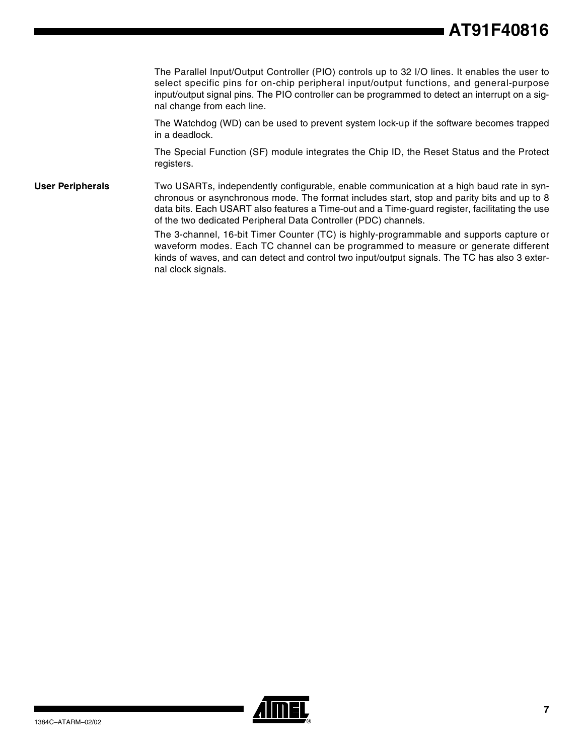The Parallel Input/Output Controller (PIO) controls up to 32 I/O lines. It enables the user to select specific pins for on-chip peripheral input/output functions, and general-purpose input/output signal pins. The PIO controller can be programmed to detect an interrupt on a signal change from each line.

The Watchdog (WD) can be used to prevent system lock-up if the software becomes trapped in a deadlock.

The Special Function (SF) module integrates the Chip ID, the Reset Status and the Protect registers.

## User Peripherals

Two USARTs, independently configurable, enable communication at a high baud rate in synchronous or asynchronous mode. The format includes start, stop and parity bits and up to 8 data bits. Each USART also features a Time-out and a Time-guard register, facilitating the use of the two dedicated Peripheral Data Controller (PDC) channels.

The 3-channel, 16-bit Timer Counter (TC) is highly-programmable and supports capture or waveform modes. Each TC channel can be programmed to measure or generate different kinds of waves, and can detect and control two input/output signals. The TC has also 3 external clock signals.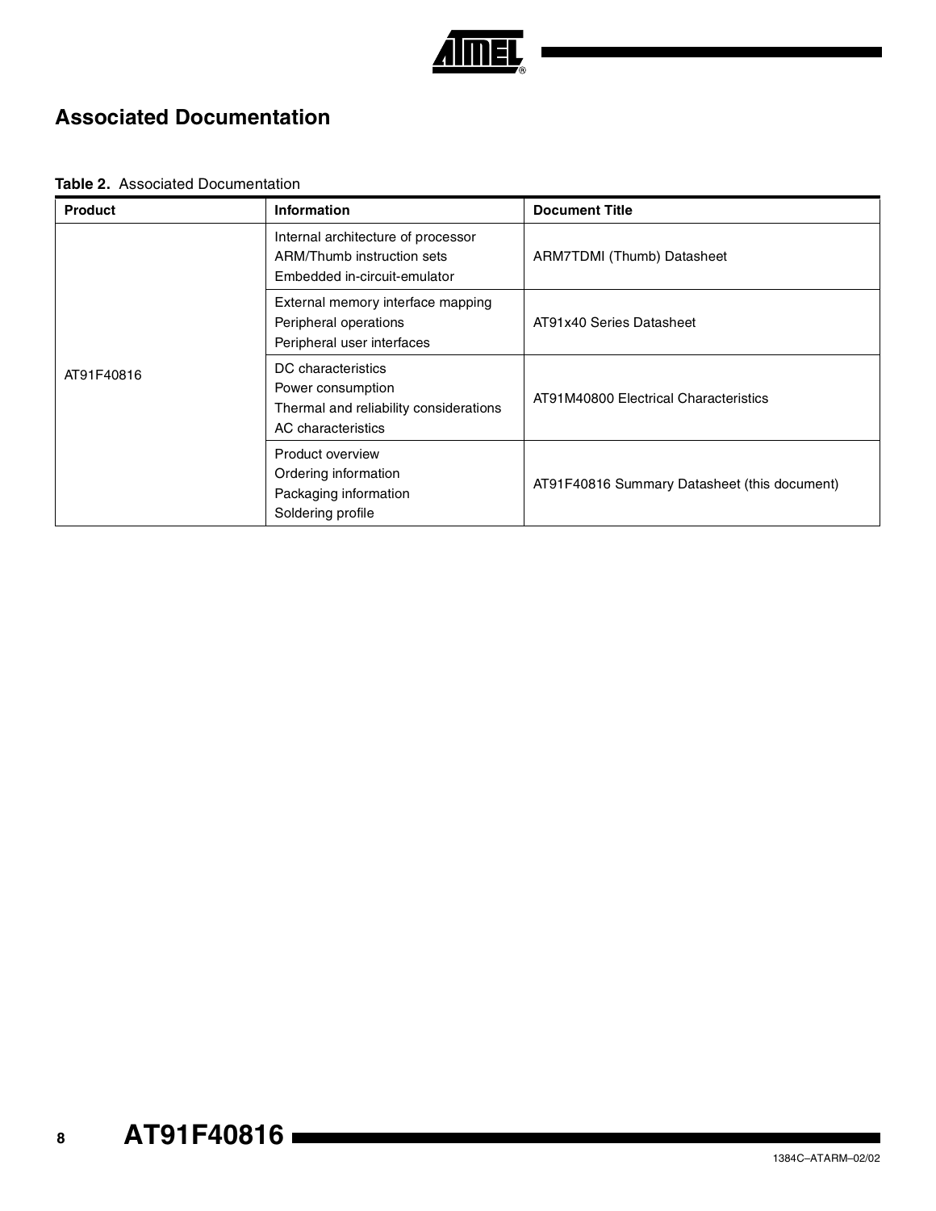## Associated Documentation

**Table 2.** Associated Documentation

| Product | Information | Document Title |
|---|---|---|
| AT91F40816 | Internal architecture of processor<br>ARM/Thumb instruction sets<br>Embedded in-circuit-emulator | ARM7TDMI (Thumb) Datasheet |
| | External memory interface mapping<br>Peripheral operations<br>Peripheral user interfaces | AT91x40 Series Datasheet |
| | DC characteristics<br>Power consumption<br>Thermal and reliability considerations<br>AC characteristics | AT91M40800 Electrical Characteristics |
| | Product overview<br>Ordering information<br>Packaging information<br>Soldering profile | AT91F40816 Summary Datasheet (this document) |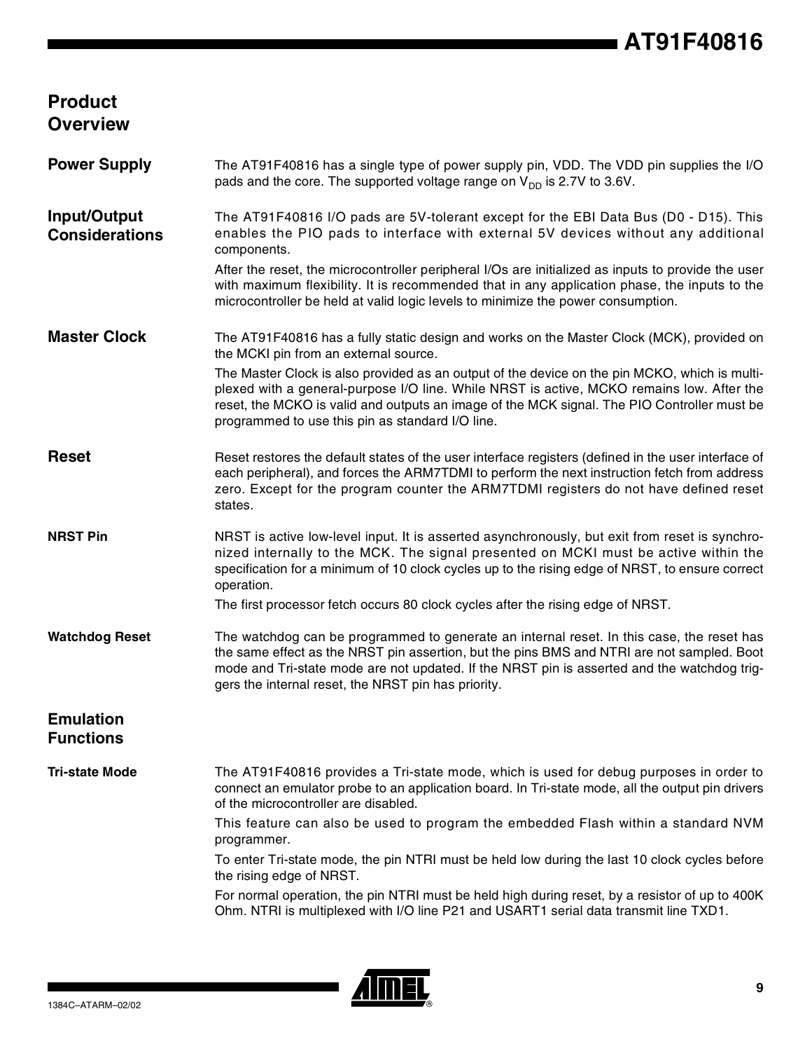# Product Overview

## Power Supply

The AT91F40816 has a single type of power supply pin, VDD. The VDD pin supplies the I/O pads and the core. The supported voltage range on $V_{DD}$ is 2.7V to 3.6V.

## Input/Output Considerations

The AT91F40816 I/O pads are 5V-tolerant except for the EBI Data Bus (D0 - D15). This enables the PIO pads to interface with external 5V devices without any additional components.

After the reset, the microcontroller peripheral I/Os are initialized as inputs to provide the user with maximum flexibility. It is recommended that in any application phase, the inputs to the microcontroller be held at valid logic levels to minimize the power consumption.

## Master Clock

The AT91F40816 has a fully static design and works on the Master Clock (MCK), provided on the MCKI pin from an external source.

The Master Clock is also provided as an output of the device on the pin MCKO, which is multiplexed with a general-purpose I/O line. While NRST is active, MCKO remains low. After the reset, the MCKO is valid and outputs an image of the MCK signal. The PIO Controller must be programmed to use this pin as standard I/O line.

## Reset

Reset restores the default states of the user interface registers (defined in the user interface of each peripheral), and forces the ARM7TDMI to perform the next instruction fetch from address zero. Except for the program counter the ARM7TDMI registers do not have defined reset states.

### NRST Pin

NRST is active low-level input. It is asserted asynchronously, but exit from reset is synchronized internally to the MCK. The signal presented on MCKI must be active within the specification for a minimum of 10 clock cycles up to the rising edge of NRST, to ensure correct operation.

The first processor fetch occurs 80 clock cycles after the rising edge of NRST.

### Watchdog Reset

The watchdog can be programmed to generate an internal reset. In this case, the reset has the same effect as the NRST pin assertion, but the pins BMS and NTRI are not sampled. Boot mode and Tri-state mode are not updated. If the NRST pin is asserted and the watchdog triggers the internal reset, the NRST pin has priority.

## Emulation Functions

### Tri-state Mode

The AT91F40816 provides a Tri-state mode, which is used for debug purposes in order to connect an emulator probe to an application board. In Tri-state mode, all the output pin drivers of the microcontroller are disabled.

This feature can also be used to program the embedded Flash within a standard NVM programmer.

To enter Tri-state mode, the pin NTRI must be held low during the last 10 clock cycles before the rising edge of NRST.

For normal operation, the pin NTRI must be held high during reset, by a resistor of up to 400K Ohm. NTRI is multiplexed with I/O line P21 and USART1 serial data transmit line TXD1.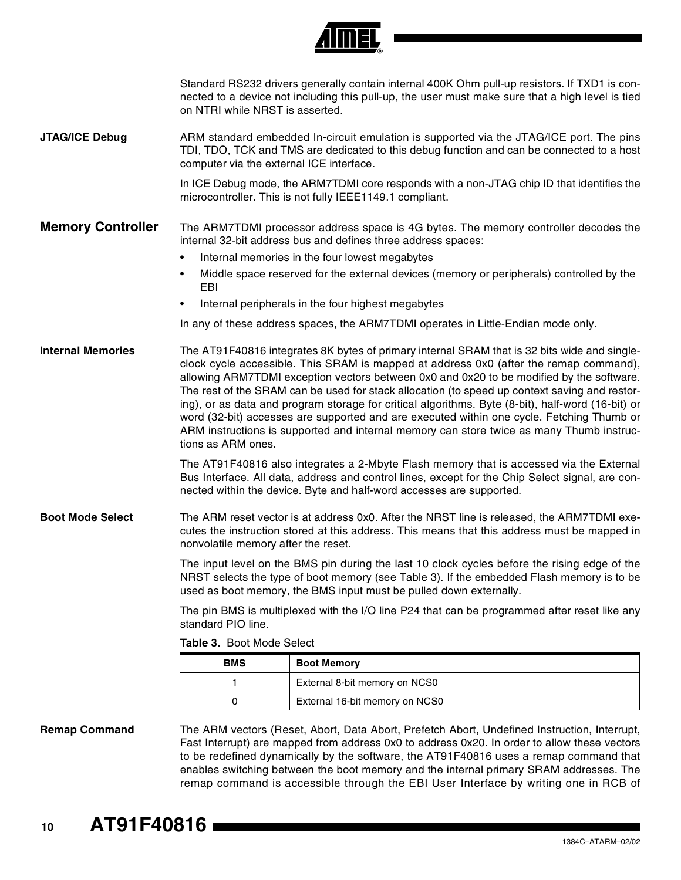Standard RS232 drivers generally contain internal 400K Ohm pull-up resistors. If TXD1 is connected to a device not including this pull-up, the user must make sure that a high level is tied on NTRI while NRST is asserted.

### JTAG/ICE Debug

ARM standard embedded In-circuit emulation is supported via the JTAG/ICE port. The pins TDI, TDO, TCK and TMS are dedicated to this debug function and can be connected to a host computer via the external ICE interface.

In ICE Debug mode, the ARM7TDMI core responds with a non-JTAG chip ID that identifies the microcontroller. This is not fully IEEE1149.1 compliant.

## Memory Controller

The ARM7TDMI processor address space is 4G bytes. The memory controller decodes the internal 32-bit address bus and defines three address spaces:

- Internal memories in the four lowest megabytes
- Middle space reserved for the external devices (memory or peripherals) controlled by the EBI
- Internal peripherals in the four highest megabytes

In any of these address spaces, the ARM7TDMI operates in Little-Endian mode only.

### Internal Memories

The AT91F40816 integrates 8K bytes of primary internal SRAM that is 32 bits wide and single-clock cycle accessible. This SRAM is mapped at address 0x0 (after the remap command), allowing ARM7TDMI exception vectors between 0x0 and 0x20 to be modified by the software. The rest of the SRAM can be used for stack allocation (to speed up context saving and restoring), or as data and program storage for critical algorithms. Byte (8-bit), half-word (16-bit) or word (32-bit) accesses are supported and are executed within one cycle. Fetching Thumb or ARM instructions is supported and internal memory can store twice as many Thumb instructions as ARM ones.

The AT91F40816 also integrates a 2-Mbyte Flash memory that is accessed via the External Bus Interface. All data, address and control lines, except for the Chip Select signal, are connected within the device. Byte and half-word accesses are supported.

### Boot Mode Select

The ARM reset vector is at address 0x0. After the NRST line is released, the ARM7TDMI executes the instruction stored at this address. This means that this address must be mapped in nonvolatile memory after the reset.

The input level on the BMS pin during the last 10 clock cycles before the rising edge of the NRST selects the type of boot memory (see Table 3). If the embedded Flash memory is to be used as boot memory, the BMS input must be pulled down externally.

The pin BMS is multiplexed with the I/O line P24 that can be programmed after reset like any standard PIO line.

**Table 3.** Boot Mode Select

| BMS | Boot Memory |
|---|---|
| 1 | External 8-bit memory on NCS0 |
| 0 | External 16-bit memory on NCS0 |

### Remap Command

The ARM vectors (Reset, Abort, Data Abort, Prefetch Abort, Undefined Instruction, Interrupt, Fast Interrupt) are mapped from address 0x0 to address 0x20. In order to allow these vectors to be redefined dynamically by the software, the AT91F40816 uses a remap command that enables switching between the boot memory and the internal primary SRAM addresses. The remap command is accessible through the EBI User Interface by writing one in RCB of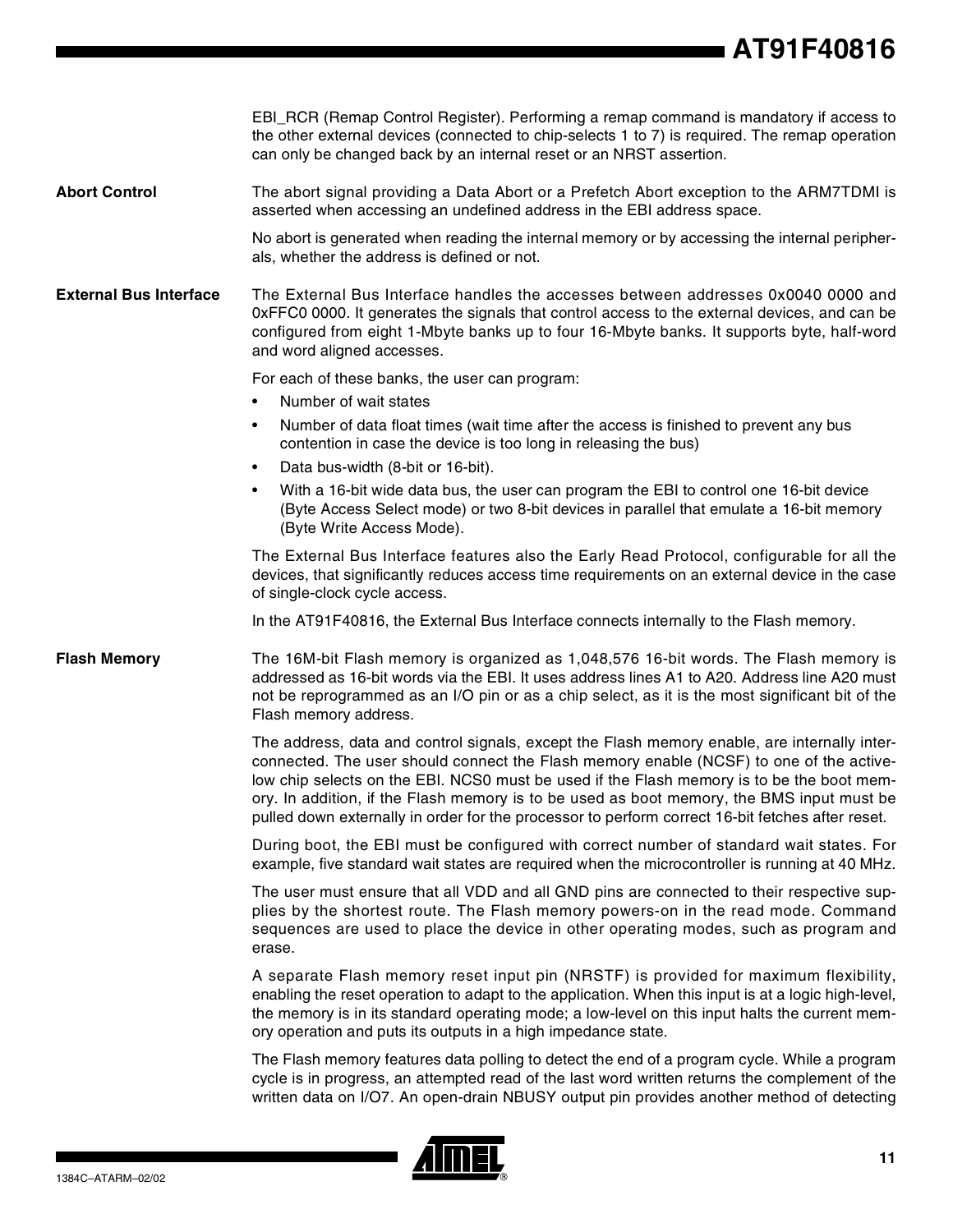EBI_RCR (Remap Control Register). Performing a remap command is mandatory if access to the other external devices (connected to chip-selects 1 to 7) is required. The remap operation can only be changed back by an internal reset or an NRST assertion.

### Abort Control

The abort signal providing a Data Abort or a Prefetch Abort exception to the ARM7TDMI is asserted when accessing an undefined address in the EBI address space.

No abort is generated when reading the internal memory or by accessing the internal peripherals, whether the address is defined or not.

### External Bus Interface

The External Bus Interface handles the accesses between addresses 0x0040 0000 and 0xFFC0 0000. It generates the signals that control access to the external devices, and can be configured from eight 1-Mbyte banks up to four 16-Mbyte banks. It supports byte, half-word and word aligned accesses.

For each of these banks, the user can program:

- Number of wait states
- Number of data float times (wait time after the access is finished to prevent any bus contention in case the device is too long in releasing the bus)
- Data bus-width (8-bit or 16-bit).
- With a 16-bit wide data bus, the user can program the EBI to control one 16-bit device (Byte Access Select mode) or two 8-bit devices in parallel that emulate a 16-bit memory (Byte Write Access Mode).

The External Bus Interface features also the Early Read Protocol, configurable for all the devices, that significantly reduces access time requirements on an external device in the case of single-clock cycle access.

In the AT91F40816, the External Bus Interface connects internally to the Flash memory.

### Flash Memory

The 16M-bit Flash memory is organized as 1,048,576 16-bit words. The Flash memory is addressed as 16-bit words via the EBI. It uses address lines A1 to A20. Address line A20 must not be reprogrammed as an I/O pin or as a chip select, as it is the most significant bit of the Flash memory address.

The address, data and control signals, except the Flash memory enable, are internally interconnected. The user should connect the Flash memory enable (NCSF) to one of the active-low chip selects on the EBI. NCS0 must be used if the Flash memory is to be the boot memory. In addition, if the Flash memory is to be used as boot memory, the BMS input must be pulled down externally in order for the processor to perform correct 16-bit fetches after reset.

During boot, the EBI must be configured with correct number of standard wait states. For example, five standard wait states are required when the microcontroller is running at 40 MHz.

The user must ensure that all VDD and all GND pins are connected to their respective supplies by the shortest route. The Flash memory powers-on in the read mode. Command sequences are used to place the device in other operating modes, such as program and erase.

A separate Flash memory reset input pin (NRSTF) is provided for maximum flexibility, enabling the reset operation to adapt to the application. When this input is at a logic high-level, the memory is in its standard operating mode; a low-level on this input halts the current memory operation and puts its outputs in a high impedance state.

The Flash memory features data polling to detect the end of a program cycle. While a program cycle is in progress, an attempted read of the last word written returns the complement of the written data on I/O7. An open-drain NBUSY output pin provides another method of detecting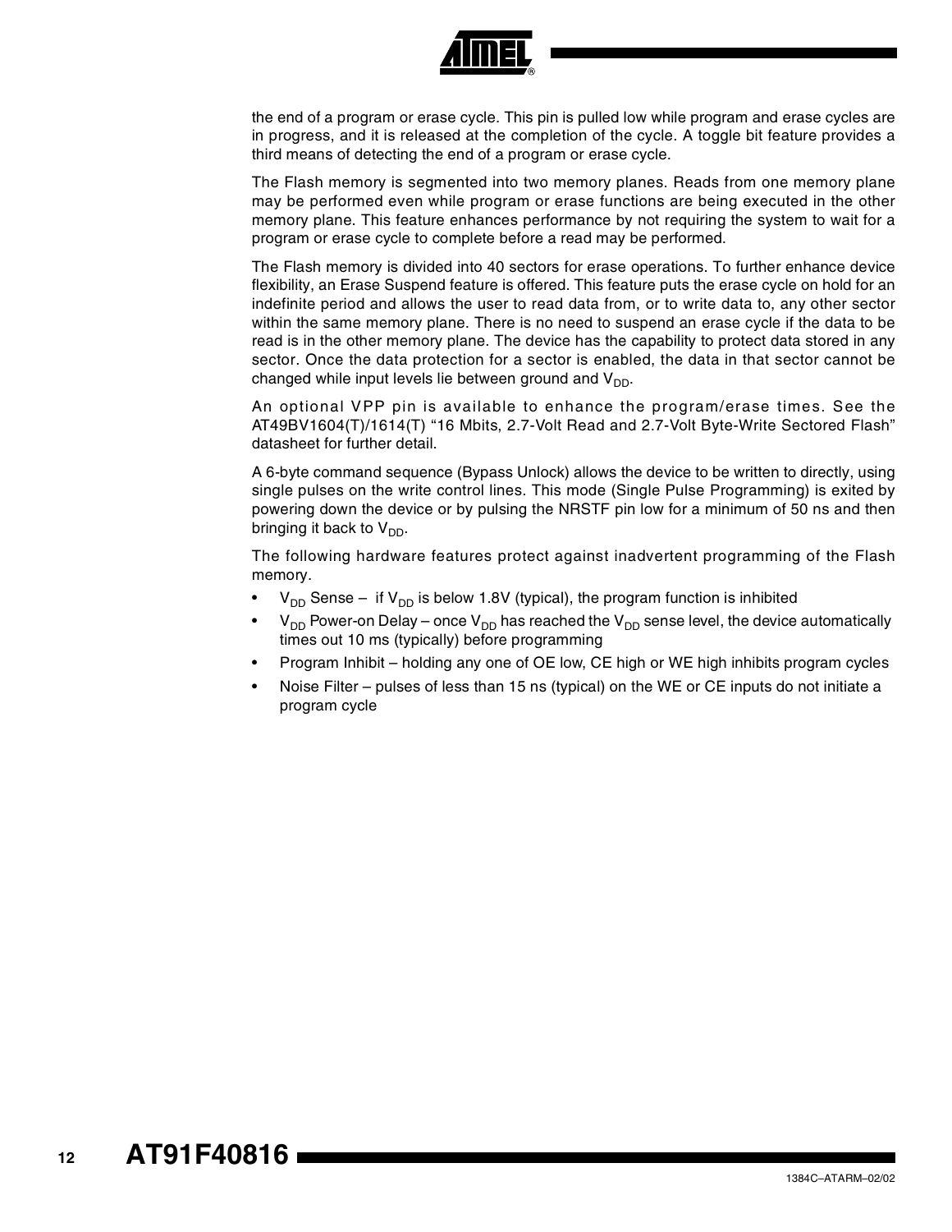the end of a program or erase cycle. This pin is pulled low while program and erase cycles are in progress, and it is released at the completion of the cycle. A toggle bit feature provides a third means of detecting the end of a program or erase cycle.

The Flash memory is segmented into two memory planes. Reads from one memory plane may be performed even while program or erase functions are being executed in the other memory plane. This feature enhances performance by not requiring the system to wait for a program or erase cycle to complete before a read may be performed.

The Flash memory is divided into 40 sectors for erase operations. To further enhance device flexibility, an Erase Suspend feature is offered. This feature puts the erase cycle on hold for an indefinite period and allows the user to read data from, or to write data to, any other sector within the same memory plane. There is no need to suspend an erase cycle if the data to be read is in the other memory plane. The device has the capability to protect data stored in any sector. Once the data protection for a sector is enabled, the data in that sector cannot be changed while input levels lie between ground and $V_{DD}$.

An optional VPP pin is available to enhance the program/erase times. See the AT49BV1604(T)/1614(T) "16 Mbits, 2.7-Volt Read and 2.7-Volt Byte-Write Sectored Flash" datasheet for further detail.

A 6-byte command sequence (Bypass Unlock) allows the device to be written to directly, using single pulses on the write control lines. This mode (Single Pulse Programming) is exited by powering down the device or by pulsing the NRSTF pin low for a minimum of 50 ns and then bringing it back to $V_{DD}$.

The following hardware features protect against inadvertent programming of the Flash memory.

- $V_{DD}$ Sense – if $V_{DD}$ is below 1.8V (typical), the program function is inhibited
- $V_{DD}$ Power-on Delay – once $V_{DD}$ has reached the $V_{DD}$ sense level, the device automatically times out 10 ms (typically) before programming
- Program Inhibit – holding any one of OE low, CE high or WE high inhibits program cycles
- Noise Filter – pulses of less than 15 ns (typical) on the WE or CE inputs do not initiate a program cycle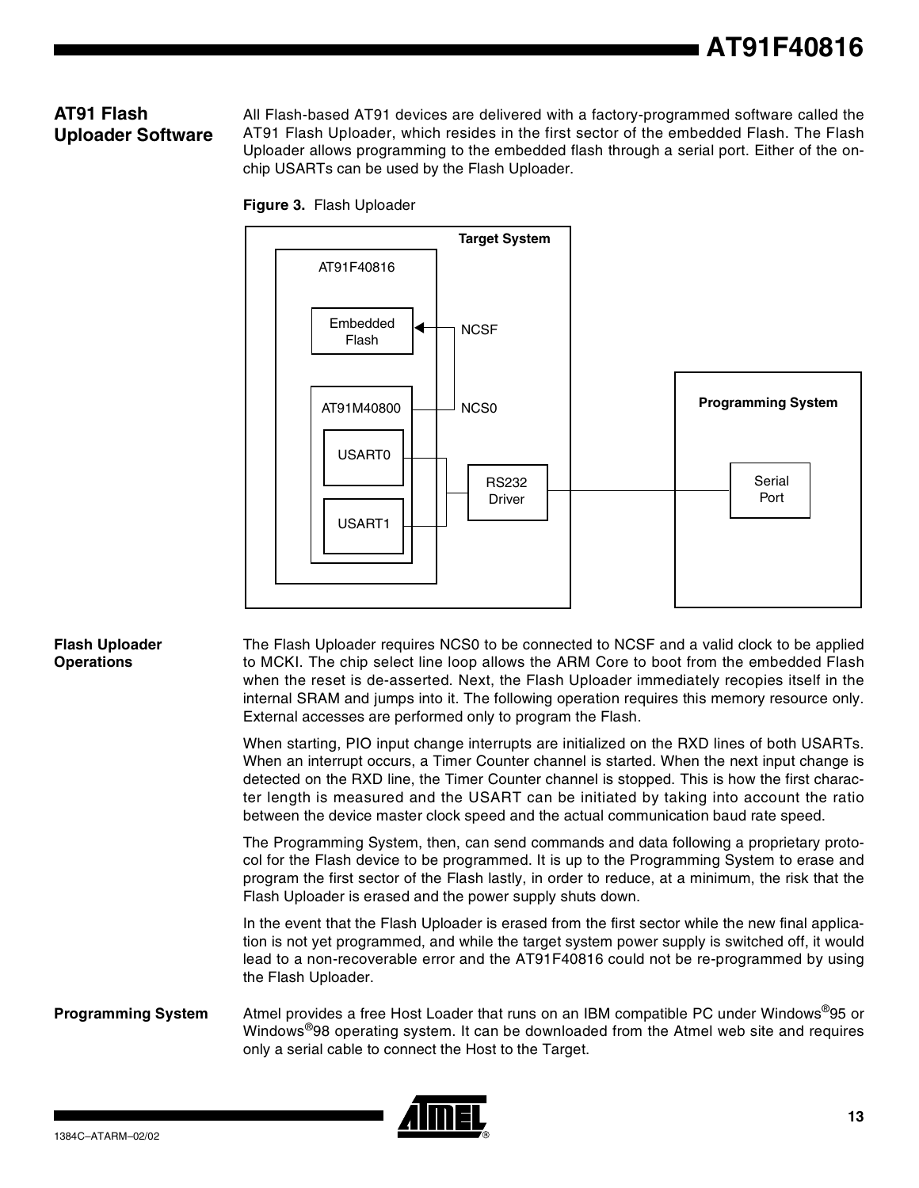## AT91 Flash Uploader Software

All Flash-based AT91 devices are delivered with a factory-programmed software called the AT91 Flash Uploader, which resides in the first sector of the embedded Flash. The Flash Uploader allows programming to the embedded flash through a serial port. Either of the on-chip USARTs can be used by the Flash Uploader.

**Figure 3.** Flash Uploader

### Flash Uploader Operations

The Flash Uploader requires NCS0 to be connected to NCSF and a valid clock to be applied to MCKI. The chip select line loop allows the ARM Core to boot from the embedded Flash when the reset is de-asserted. Next, the Flash Uploader immediately recopies itself in the internal SRAM and jumps into it. The following operation requires this memory resource only. External accesses are performed only to program the Flash.

When starting, PIO input change interrupts are initialized on the RXD lines of both USARTs. When an interrupt occurs, a Timer Counter channel is started. When the next input change is detected on the RXD line, the Timer Counter channel is stopped. This is how the first character length is measured and the USART can be initiated by taking into account the ratio between the device master clock speed and the actual communication baud rate speed.

The Programming System, then, can send commands and data following a proprietary protocol for the Flash device to be programmed. It is up to the Programming System to erase and program the first sector of the Flash lastly, in order to reduce, at a minimum, the risk that the Flash Uploader is erased and the power supply shuts down.

In the event that the Flash Uploader is erased from the first sector while the new final application is not yet programmed, and while the target system power supply is switched off, it would lead to a non-recoverable error and the AT91F40816 could not be re-programmed by using the Flash Uploader.

### Programming System

Atmel provides a free Host Loader that runs on an IBM compatible PC under Windows®95 or Windows®98 operating system. It can be downloaded from the Atmel web site and requires only a serial cable to connect the Host to the Target.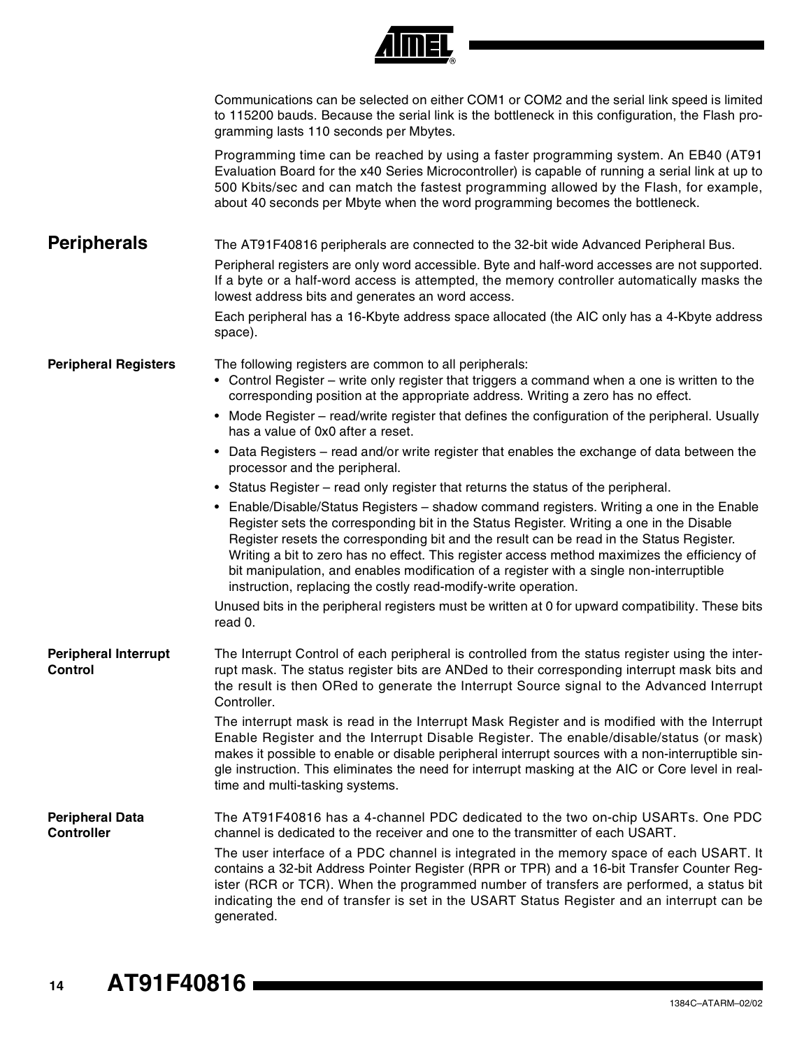Communications can be selected on either COM1 or COM2 and the serial link speed is limited to 115200 bauds. Because the serial link is the bottleneck in this configuration, the Flash programming lasts 110 seconds per Mbytes.

Programming time can be reached by using a faster programming system. An EB40 (AT91 Evaluation Board for the x40 Series Microcontroller) is capable of running a serial link at up to 500 Kbits/sec and can match the fastest programming allowed by the Flash, for example, about 40 seconds per Mbyte when the word programming becomes the bottleneck.

## Peripherals

The AT91F40816 peripherals are connected to the 32-bit wide Advanced Peripheral Bus.

Peripheral registers are only word accessible. Byte and half-word accesses are not supported. If a byte or a half-word access is attempted, the memory controller automatically masks the lowest address bits and generates an word access.

Each peripheral has a 16-Kbyte address space allocated (the AIC only has a 4-Kbyte address space).

### Peripheral Registers

The following registers are common to all peripherals:

- Control Register – write only register that triggers a command when a one is written to the corresponding position at the appropriate address. Writing a zero has no effect.
- Mode Register – read/write register that defines the configuration of the peripheral. Usually has a value of 0x0 after a reset.
- Data Registers – read and/or write register that enables the exchange of data between the processor and the peripheral.
- Status Register – read only register that returns the status of the peripheral.
- Enable/Disable/Status Registers – shadow command registers. Writing a one in the Enable Register sets the corresponding bit in the Status Register. Writing a one in the Disable Register resets the corresponding bit and the result can be read in the Status Register. Writing a bit to zero has no effect. This register access method maximizes the efficiency of bit manipulation, and enables modification of a register with a single non-interruptible instruction, replacing the costly read-modify-write operation.

Unused bits in the peripheral registers must be written at 0 for upward compatibility. These bits read 0.

### Peripheral Interrupt Control

The Interrupt Control of each peripheral is controlled from the status register using the interrupt mask. The status register bits are ANDed to their corresponding interrupt mask bits and the result is then ORed to generate the Interrupt Source signal to the Advanced Interrupt Controller.

The interrupt mask is read in the Interrupt Mask Register and is modified with the Interrupt Enable Register and the Interrupt Disable Register. The enable/disable/status (or mask) makes it possible to enable or disable peripheral interrupt sources with a non-interruptible single instruction. This eliminates the need for interrupt masking at the AIC or Core level in real-time and multi-tasking systems.

### Peripheral Data Controller

The AT91F40816 has a 4-channel PDC dedicated to the two on-chip USARTs. One PDC channel is dedicated to the receiver and one to the transmitter of each USART.

The user interface of a PDC channel is integrated in the memory space of each USART. It contains a 32-bit Address Pointer Register (RPR or TPR) and a 16-bit Transfer Counter Register (RCR or TCR). When the programmed number of transfers are performed, a status bit indicating the end of transfer is set in the USART Status Register and an interrupt can be generated.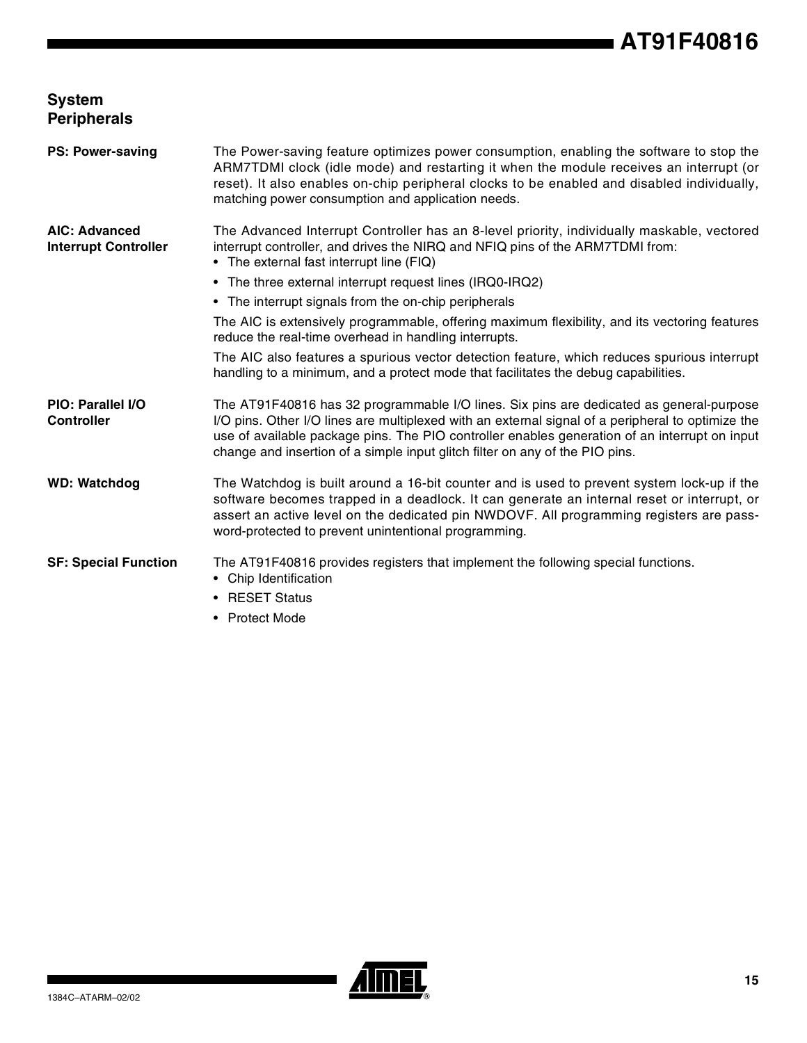## System Peripherals

### PS: Power-saving

The Power-saving feature optimizes power consumption, enabling the software to stop the ARM7TDMI clock (idle mode) and restarting it when the module receives an interrupt (or reset). It also enables on-chip peripheral clocks to be enabled and disabled individually, matching power consumption and application needs.

### AIC: Advanced Interrupt Controller

The Advanced Interrupt Controller has an 8-level priority, individually maskable, vectored interrupt controller, and drives the NIRQ and NFIQ pins of the ARM7TDMI from:

- The external fast interrupt line (FIQ)
- The three external interrupt request lines (IRQ0-IRQ2)
- The interrupt signals from the on-chip peripherals

The AIC is extensively programmable, offering maximum flexibility, and its vectoring features reduce the real-time overhead in handling interrupts.

The AIC also features a spurious vector detection feature, which reduces spurious interrupt handling to a minimum, and a protect mode that facilitates the debug capabilities.

### PIO: Parallel I/O Controller

The AT91F40816 has 32 programmable I/O lines. Six pins are dedicated as general-purpose I/O pins. Other I/O lines are multiplexed with an external signal of a peripheral to optimize the use of available package pins. The PIO controller enables generation of an interrupt on input change and insertion of a simple input glitch filter on any of the PIO pins.

### WD: Watchdog

The Watchdog is built around a 16-bit counter and is used to prevent system lock-up if the software becomes trapped in a deadlock. It can generate an internal reset or interrupt, or assert an active level on the dedicated pin NWDOVF. All programming registers are password-protected to prevent unintentional programming.

### SF: Special Function

The AT91F40816 provides registers that implement the following special functions.

- Chip Identification
- RESET Status
- Protect Mode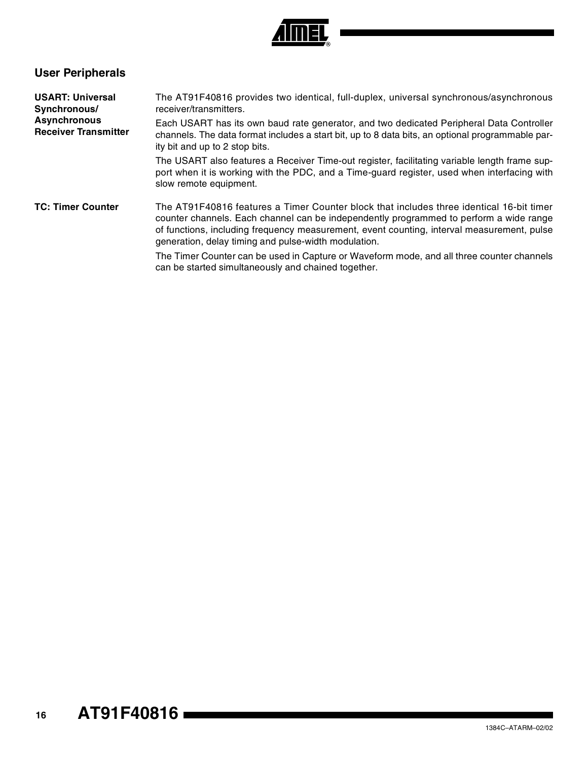## User Peripherals

### USART: Universal Synchronous/Asynchronous Receiver Transmitter

The AT91F40816 provides two identical, full-duplex, universal synchronous/asynchronous receiver/transmitters.

Each USART has its own baud rate generator, and two dedicated Peripheral Data Controller channels. The data format includes a start bit, up to 8 data bits, an optional programmable parity bit and up to 2 stop bits.

The USART also features a Receiver Time-out register, facilitating variable length frame support when it is working with the PDC, and a Time-guard register, used when interfacing with slow remote equipment.

### TC: Timer Counter

The AT91F40816 features a Timer Counter block that includes three identical 16-bit timer counter channels. Each channel can be independently programmed to perform a wide range of functions, including frequency measurement, event counting, interval measurement, pulse generation, delay timing and pulse-width modulation.

The Timer Counter can be used in Capture or Waveform mode, and all three counter channels can be started simultaneously and chained together.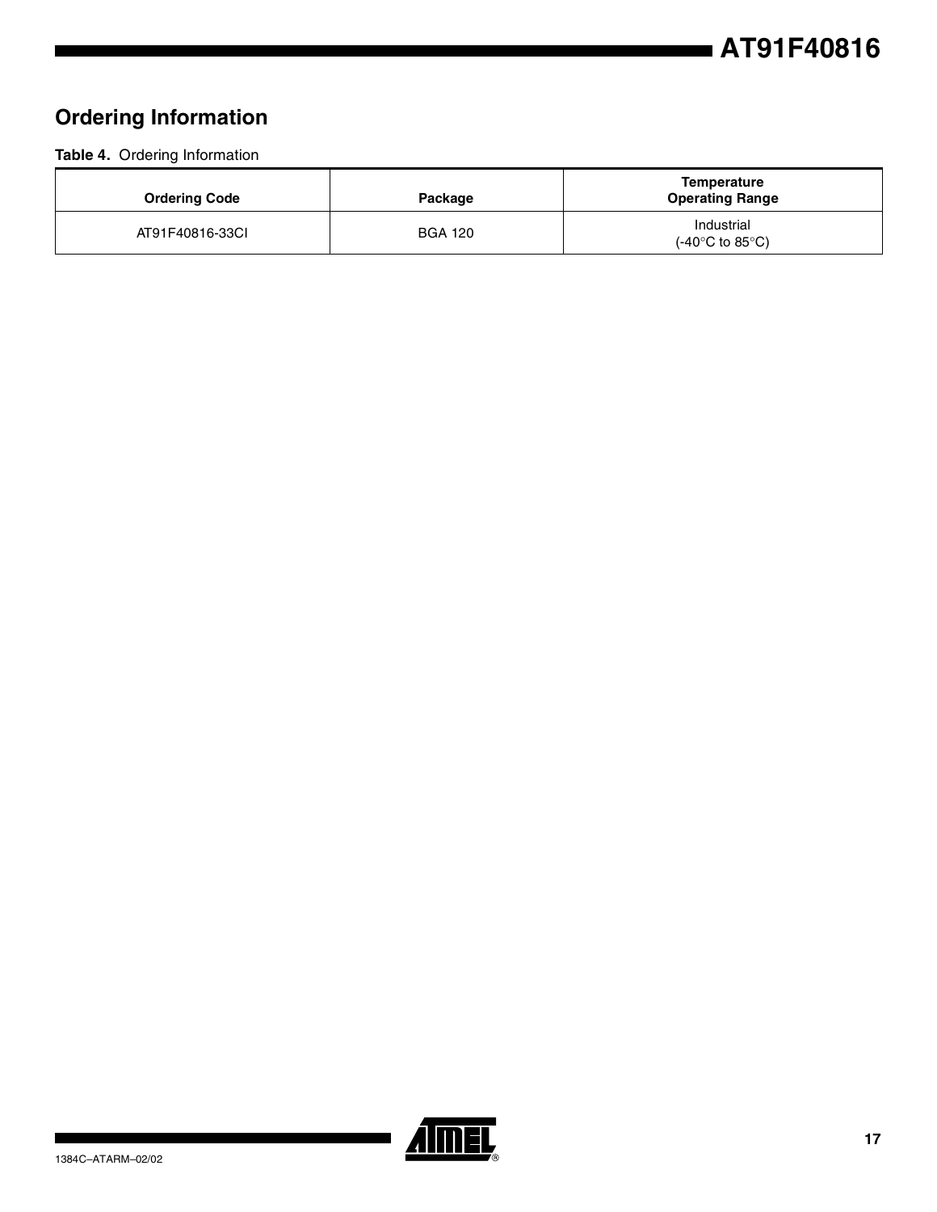## Ordering Information

**Table 4.** Ordering Information

| Ordering Code | Package | Temperature Operating Range |
|---|---|---|
| AT91F40816-33CI | BGA 120 | Industrial (-40°C to 85°C) |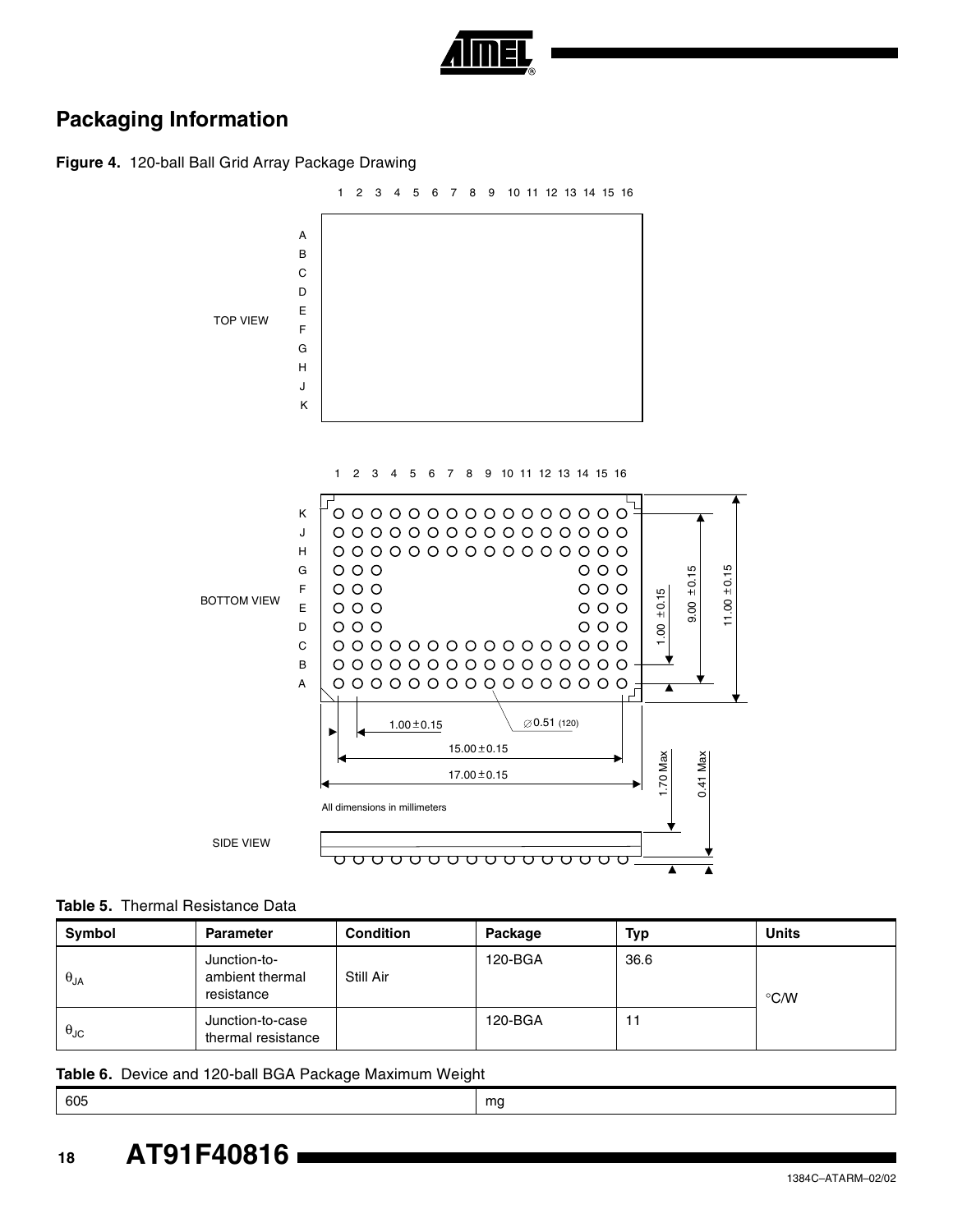## Packaging Information

**Figure 4.** 120-ball Ball Grid Array Package Drawing

TOP VIEW

BOTTOM VIEW

SIDE VIEW

All dimensions in millimeters

**Table 5.** Thermal Resistance Data

| Symbol | Parameter | Condition | Package | Typ | Units |
|---|---|---|---|---|---|
| $\theta_{JA}$ | Junction-to-ambient thermal resistance | Still Air | 120-BGA | 36.6 | °C/W |
| $\theta_{JC}$ | Junction-to-case thermal resistance | | 120-BGA | 11 | |

**Table 6.** Device and 120-ball BGA Package Maximum Weight

| | |
|---|---|
| 605 | mg |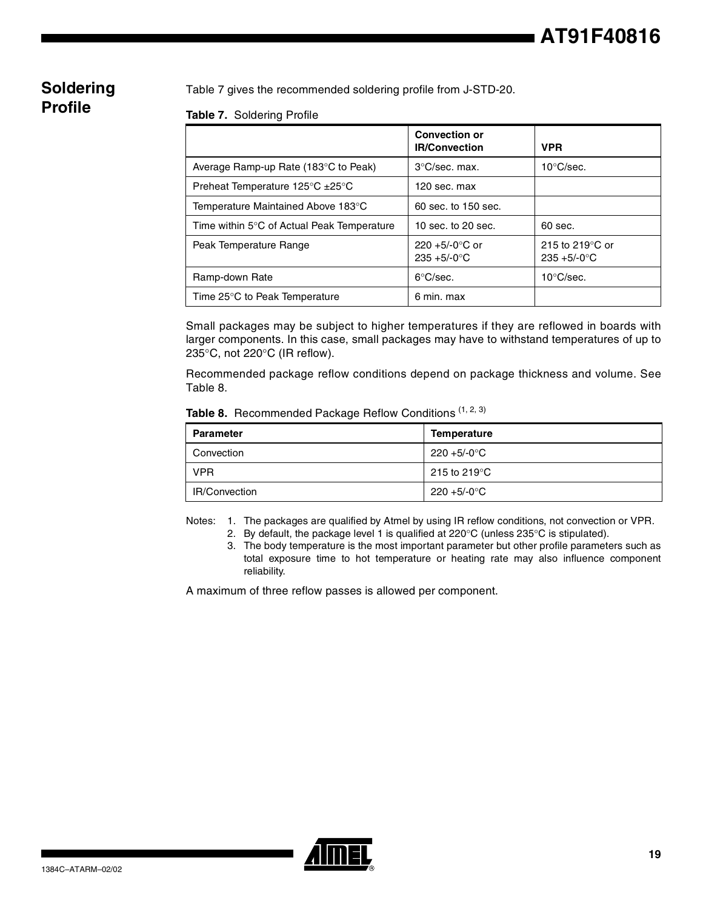## Soldering Profile

Table 7 gives the recommended soldering profile from J-STD-20.

**Table 7.** Soldering Profile

| | Convection or IR/Convection | VPR |
|---|---|---|
| Average Ramp-up Rate (183°C to Peak) | 3°C/sec. max. | 10°C/sec. |
| Preheat Temperature 125°C ±25°C | 120 sec. max | |
| Temperature Maintained Above 183°C | 60 sec. to 150 sec. | |
| Time within 5°C of Actual Peak Temperature | 10 sec. to 20 sec. | 60 sec. |
| Peak Temperature Range | 220 +5/-0°C or 235 +5/-0°C | 215 to 219°C or 235 +5/-0°C |
| Ramp-down Rate | 6°C/sec. | 10°C/sec. |
| Time 25°C to Peak Temperature | 6 min. max | |

Small packages may be subject to higher temperatures if they are reflowed in boards with larger components. In this case, small packages may have to withstand temperatures of up to 235°C, not 220°C (IR reflow).

Recommended package reflow conditions depend on package thickness and volume. See Table 8.

**Table 8.** Recommended Package Reflow Conditions (1, 2, 3)

| Parameter | Temperature |
|---|---|
| Convection | 220 +5/-0°C |
| VPR | 215 to 219°C |
| IR/Convection | 220 +5/-0°C |

Notes:
1. The packages are qualified by Atmel by using IR reflow conditions, not convection or VPR.
2. By default, the package level 1 is qualified at 220°C (unless 235°C is stipulated).
3. The body temperature is the most important parameter but other profile parameters such as total exposure time to hot temperature or heating rate may also influence component reliability.

A maximum of three reflow passes is allowed per component.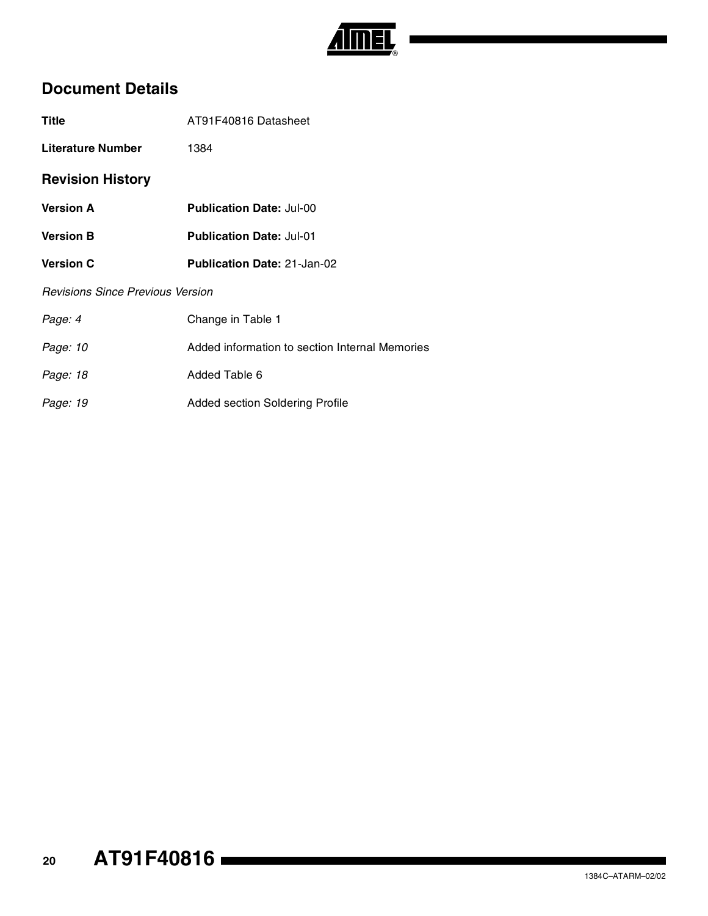## Document Details

**Title** AT91F40816 Datasheet

**Literature Number** 1384

### Revision History

| | |
|---|---|
| **Version A** | **Publication Date:** Jul-00 |
| **Version B** | **Publication Date:** Jul-01 |
| **Version C** | **Publication Date:** 21-Jan-02 |

*Revisions Since Previous Version*

| | |
|---|---|
| *Page: 4* | Change in Table 1 |
| *Page: 10* | Added information to section Internal Memories |
| *Page: 18* | Added Table 6 |
| *Page: 19* | Added section Soldering Profile |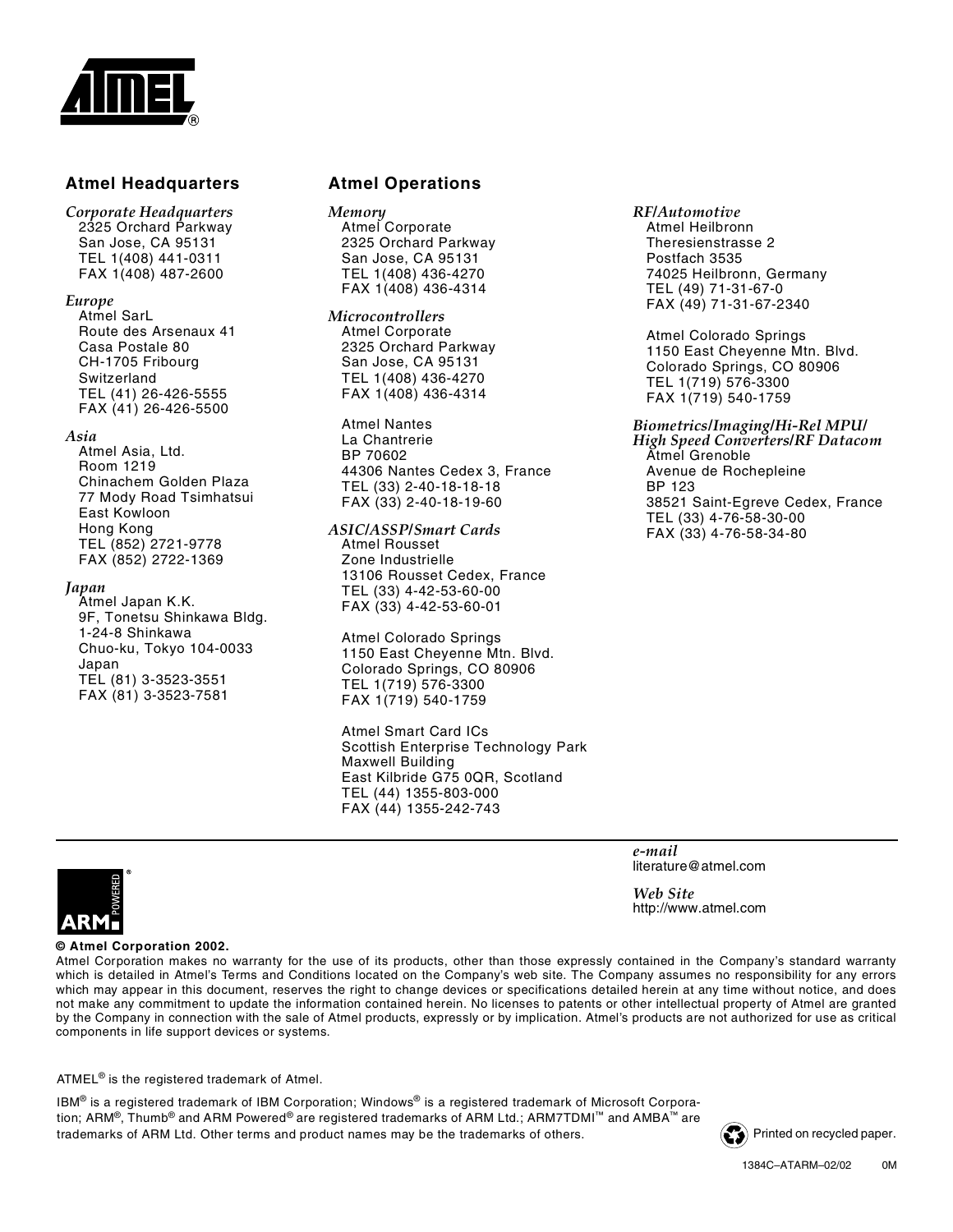## Atmel Headquarters

*Corporate Headquarters*
2325 Orchard Parkway
San Jose, CA 95131
TEL 1(408) 441-0311
FAX 1(408) 487-2600

*Europe*
Atmel SarL
Route des Arsenaux 41
Casa Postale 80
CH-1705 Fribourg
Switzerland
TEL (41) 26-426-5555
FAX (41) 26-426-5500

*Asia*
Atmel Asia, Ltd.
Room 1219
Chinachem Golden Plaza
77 Mody Road Tsimhatsui
East Kowloon
Hong Kong
TEL (852) 2721-9778
FAX (852) 2722-1369

*Japan*
Atmel Japan K.K.
9F, Tonetsu Shinkawa Bldg.
1-24-8 Shinkawa
Chuo-ku, Tokyo 104-0033
Japan
TEL (81) 3-3523-3551
FAX (81) 3-3523-7581

## Atmel Operations

*Memory*
Atmel Corporate
2325 Orchard Parkway
San Jose, CA 95131
TEL 1(408) 436-4270
FAX 1(408) 436-4314

*Microcontrollers*
Atmel Corporate
2325 Orchard Parkway
San Jose, CA 95131
TEL 1(408) 436-4270
FAX 1(408) 436-4314

Atmel Nantes
La Chantrerie
BP 70602
44306 Nantes Cedex 3, France
TEL (33) 2-40-18-18-18
FAX (33) 2-40-18-19-60

*ASIC/ASSP/Smart Cards*
Atmel Rousset
Zone Industrielle
13106 Rousset Cedex, France
TEL (33) 4-42-53-60-00
FAX (33) 4-42-53-60-01

Atmel Colorado Springs
1150 East Cheyenne Mtn. Blvd.
Colorado Springs, CO 80906
TEL 1(719) 576-3300
FAX 1(719) 540-1759

Atmel Smart Card ICs
Scottish Enterprise Technology Park
Maxwell Building
East Kilbride G75 0QR, Scotland
TEL (44) 1355-803-000
FAX (44) 1355-242-743

*RF/Automotive*
Atmel Heilbronn
Theresienstrasse 2
Postfach 3535
74025 Heilbronn, Germany
TEL (49) 71-31-67-0
FAX (49) 71-31-67-2340

Atmel Colorado Springs
1150 East Cheyenne Mtn. Blvd.
Colorado Springs, CO 80906
TEL 1(719) 576-3300
FAX 1(719) 540-1759

*Biometrics/Imaging/Hi-Rel MPU/*
*High Speed Converters/RF Datacom*
Atmel Grenoble
Avenue de Rochepleine
BP 123
38521 Saint-Egreve Cedex, France
TEL (33) 4-76-58-30-00
FAX (33) 4-76-58-34-80

*e-mail*
literature@atmel.com

*Web Site*
http://www.atmel.com

**© Atmel Corporation 2002.**
Atmel Corporation makes no warranty for the use of its products, other than those expressly contained in the Company's standard warranty which is detailed in Atmel's Terms and Conditions located on the Company's web site. The Company assumes no responsibility for any errors which may appear in this document, reserves the right to change devices or specifications detailed herein at any time without notice, and does not make any commitment to update the information contained herein. No licenses to patents or other intellectual property of Atmel are granted by the Company in connection with the sale of Atmel products, expressly or by implication. Atmel's products are not authorized for use as critical components in life support devices or systems.

ATMEL® is the registered trademark of Atmel.

IBM® is a registered trademark of IBM Corporation; Windows® is a registered trademark of Microsoft Corporation; ARM®, Thumb® and ARM Powered® are registered trademarks of ARM Ltd.; ARM7TDMI™ and AMBA™ are trademarks of ARM Ltd. Other terms and product names may be the trademarks of others.

Printed on recycled paper.

1384C–ATARM–02/02 0M